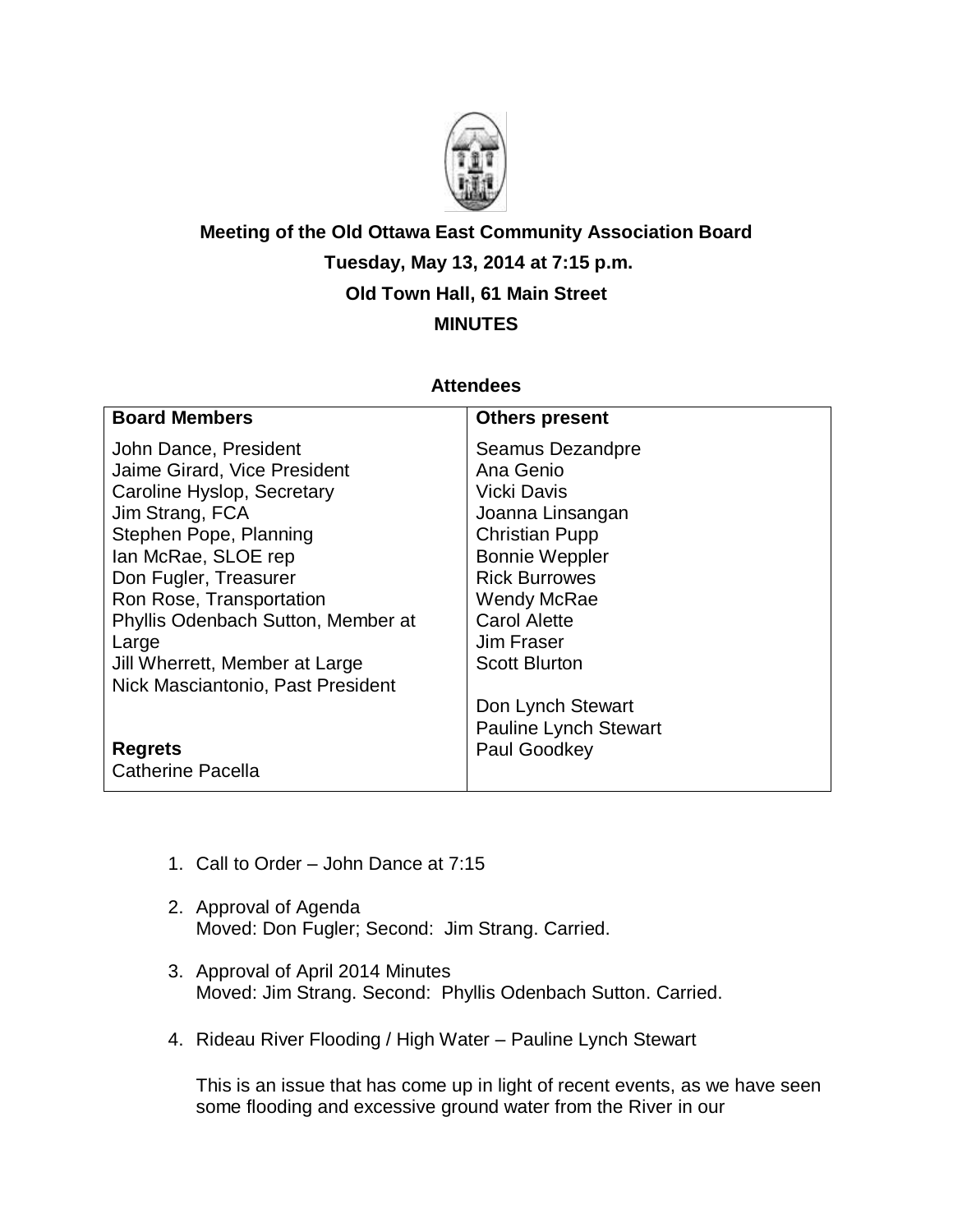**Meeting of the Old Ottawa East Community Association Board**

**Tuesday, May 13, 2014 at 7:15 p.m.**

**Old Town Hall, 61 Main Street**

**MINUTES**

**Attendees**

| **Board Members** | **Others present** |
|---|---|
| John Dance, President<br>Jaime Girard, Vice President<br>Caroline Hyslop, Secretary<br>Jim Strang, FCA<br>Stephen Pope, Planning<br>Ian McRae, SLOE rep<br>Don Fugler, Treasurer<br>Ron Rose, Transportation<br>Phyllis Odenbach Sutton, Member at Large<br>Jill Wherrett, Member at Large<br>Nick Masciantonio, Past President<br><br>**Regrets**<br>Catherine Pacella | Seamus Dezandpre<br>Ana Genio<br>Vicki Davis<br>Joanna Linsangan<br>Christian Pupp<br>Bonnie Weppler<br>Rick Burrowes<br>Wendy McRae<br>Carol Alette<br>Jim Fraser<br>Scott Blurton<br><br>Don Lynch Stewart<br>Pauline Lynch Stewart<br>Paul Goodkey |

1. Call to Order – John Dance at 7:15

2. Approval of Agenda
   Moved: Don Fugler; Second: Jim Strang. Carried.

3. Approval of April 2014 Minutes
   Moved: Jim Strang. Second: Phyllis Odenbach Sutton. Carried.

4. Rideau River Flooding / High Water – Pauline Lynch Stewart

   This is an issue that has come up in light of recent events, as we have seen some flooding and excessive ground water from the River in our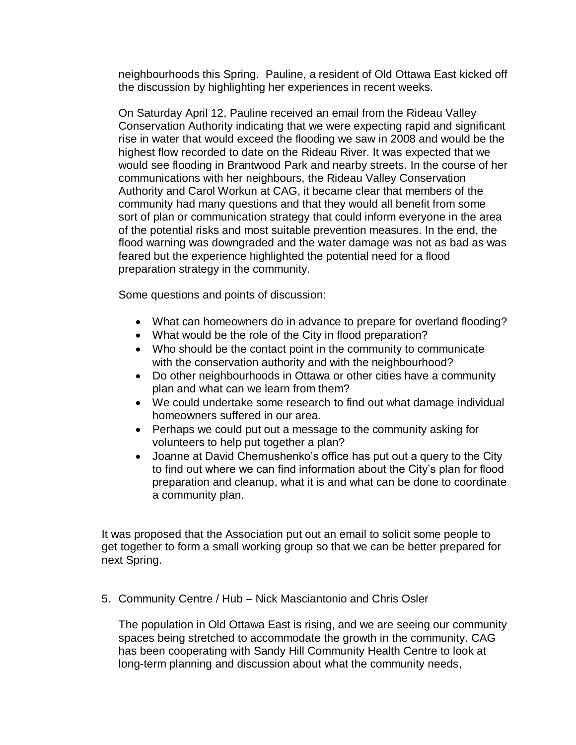neighbourhoods this Spring. Pauline, a resident of Old Ottawa East kicked off the discussion by highlighting her experiences in recent weeks.

On Saturday April 12, Pauline received an email from the Rideau Valley Conservation Authority indicating that we were expecting rapid and significant rise in water that would exceed the flooding we saw in 2008 and would be the highest flow recorded to date on the Rideau River. It was expected that we would see flooding in Brantwood Park and nearby streets. In the course of her communications with her neighbours, the Rideau Valley Conservation Authority and Carol Workun at CAG, it became clear that members of the community had many questions and that they would all benefit from some sort of plan or communication strategy that could inform everyone in the area of the potential risks and most suitable prevention measures. In the end, the flood warning was downgraded and the water damage was not as bad as was feared but the experience highlighted the potential need for a flood preparation strategy in the community.

Some questions and points of discussion:

- What can homeowners do in advance to prepare for overland flooding?
- What would be the role of the City in flood preparation?
- Who should be the contact point in the community to communicate with the conservation authority and with the neighbourhood?
- Do other neighbourhoods in Ottawa or other cities have a community plan and what can we learn from them?
- We could undertake some research to find out what damage individual homeowners suffered in our area.
- Perhaps we could put out a message to the community asking for volunteers to help put together a plan?
- Joanne at David Chernushenko's office has put out a query to the City to find out where we can find information about the City's plan for flood preparation and cleanup, what it is and what can be done to coordinate a community plan.

It was proposed that the Association put out an email to solicit some people to get together to form a small working group so that we can be better prepared for next Spring.

5. Community Centre / Hub – Nick Masciantonio and Chris Osler

   The population in Old Ottawa East is rising, and we are seeing our community spaces being stretched to accommodate the growth in the community. CAG has been cooperating with Sandy Hill Community Health Centre to look at long-term planning and discussion about what the community needs,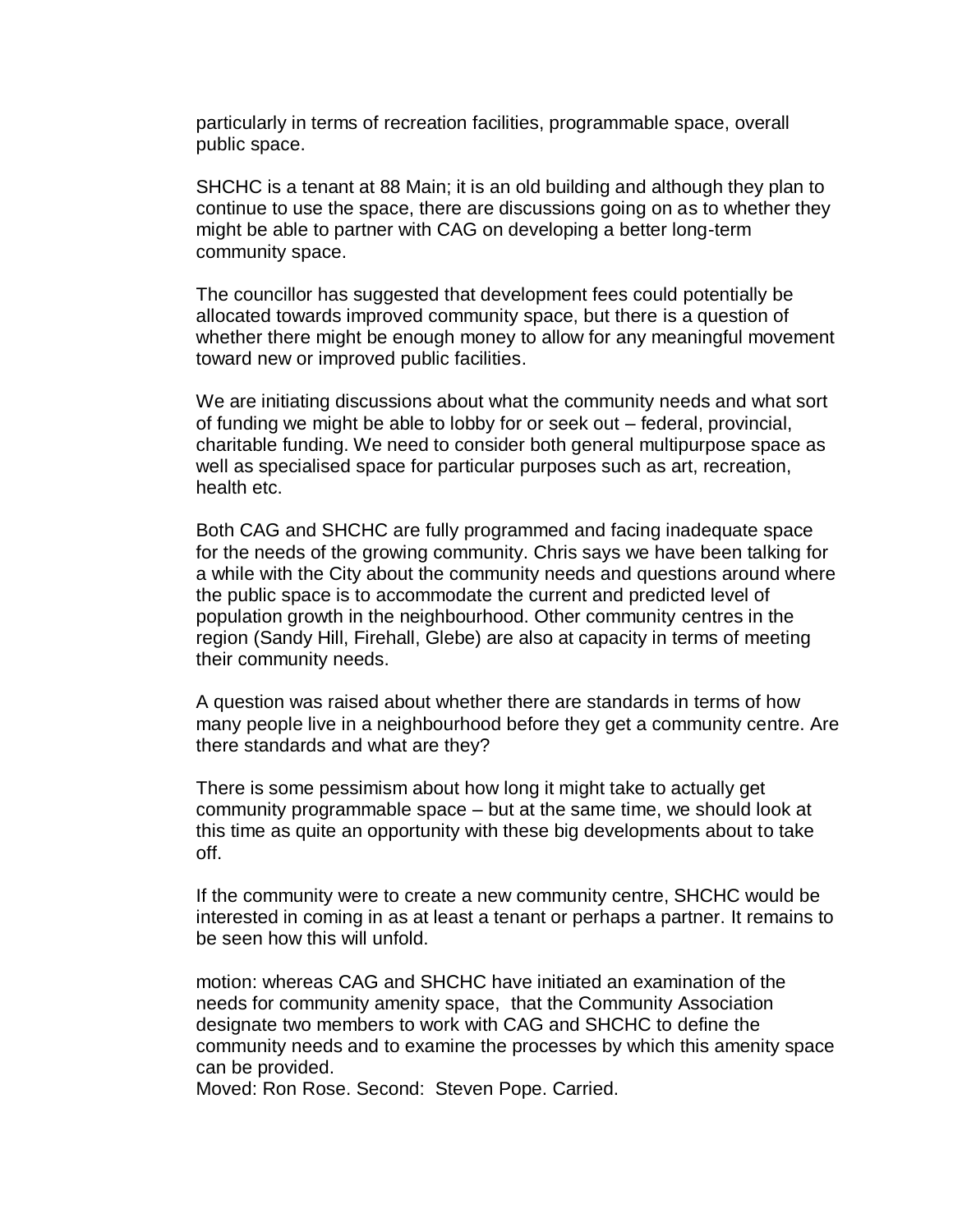particularly in terms of recreation facilities, programmable space, overall public space.

SHCHC is a tenant at 88 Main; it is an old building and although they plan to continue to use the space, there are discussions going on as to whether they might be able to partner with CAG on developing a better long-term community space.

The councillor has suggested that development fees could potentially be allocated towards improved community space, but there is a question of whether there might be enough money to allow for any meaningful movement toward new or improved public facilities.

We are initiating discussions about what the community needs and what sort of funding we might be able to lobby for or seek out – federal, provincial, charitable funding. We need to consider both general multipurpose space as well as specialised space for particular purposes such as art, recreation, health etc.

Both CAG and SHCHC are fully programmed and facing inadequate space for the needs of the growing community. Chris says we have been talking for a while with the City about the community needs and questions around where the public space is to accommodate the current and predicted level of population growth in the neighbourhood. Other community centres in the region (Sandy Hill, Firehall, Glebe) are also at capacity in terms of meeting their community needs.

A question was raised about whether there are standards in terms of how many people live in a neighbourhood before they get a community centre. Are there standards and what are they?

There is some pessimism about how long it might take to actually get community programmable space – but at the same time, we should look at this time as quite an opportunity with these big developments about to take off.

If the community were to create a new community centre, SHCHC would be interested in coming in as at least a tenant or perhaps a partner. It remains to be seen how this will unfold.

motion: whereas CAG and SHCHC have initiated an examination of the needs for community amenity space, that the Community Association designate two members to work with CAG and SHCHC to define the community needs and to examine the processes by which this amenity space can be provided.
Moved: Ron Rose. Second: Steven Pope. Carried.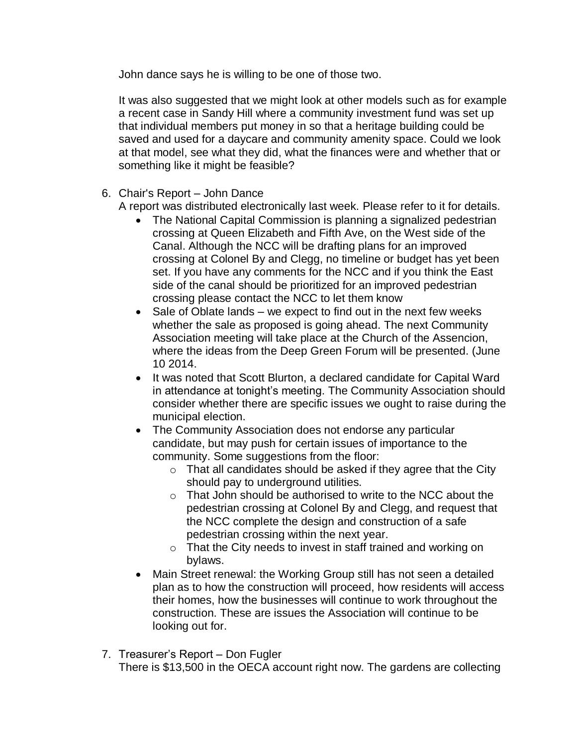John dance says he is willing to be one of those two.

It was also suggested that we might look at other models such as for example a recent case in Sandy Hill where a community investment fund was set up that individual members put money in so that a heritage building could be saved and used for a daycare and community amenity space. Could we look at that model, see what they did, what the finances were and whether that or something like it might be feasible?

6. Chair's Report – John Dance
   A report was distributed electronically last week. Please refer to it for details.
   - The National Capital Commission is planning a signalized pedestrian crossing at Queen Elizabeth and Fifth Ave, on the West side of the Canal. Although the NCC will be drafting plans for an improved crossing at Colonel By and Clegg, no timeline or budget has yet been set. If you have any comments for the NCC and if you think the East side of the canal should be prioritized for an improved pedestrian crossing please contact the NCC to let them know
   - Sale of Oblate lands – we expect to find out in the next few weeks whether the sale as proposed is going ahead. The next Community Association meeting will take place at the Church of the Assencion, where the ideas from the Deep Green Forum will be presented. (June 10 2014.
   - It was noted that Scott Blurton, a declared candidate for Capital Ward in attendance at tonight's meeting. The Community Association should consider whether there are specific issues we ought to raise during the municipal election.
   - The Community Association does not endorse any particular candidate, but may push for certain issues of importance to the community. Some suggestions from the floor:
     - That all candidates should be asked if they agree that the City should pay to underground utilities.
     - That John should be authorised to write to the NCC about the pedestrian crossing at Colonel By and Clegg, and request that the NCC complete the design and construction of a safe pedestrian crossing within the next year.
     - That the City needs to invest in staff trained and working on bylaws.
   - Main Street renewal: the Working Group still has not seen a detailed plan as to how the construction will proceed, how residents will access their homes, how the businesses will continue to work throughout the construction. These are issues the Association will continue to be looking out for.

7. Treasurer's Report – Don Fugler
   There is $13,500 in the OECA account right now. The gardens are collecting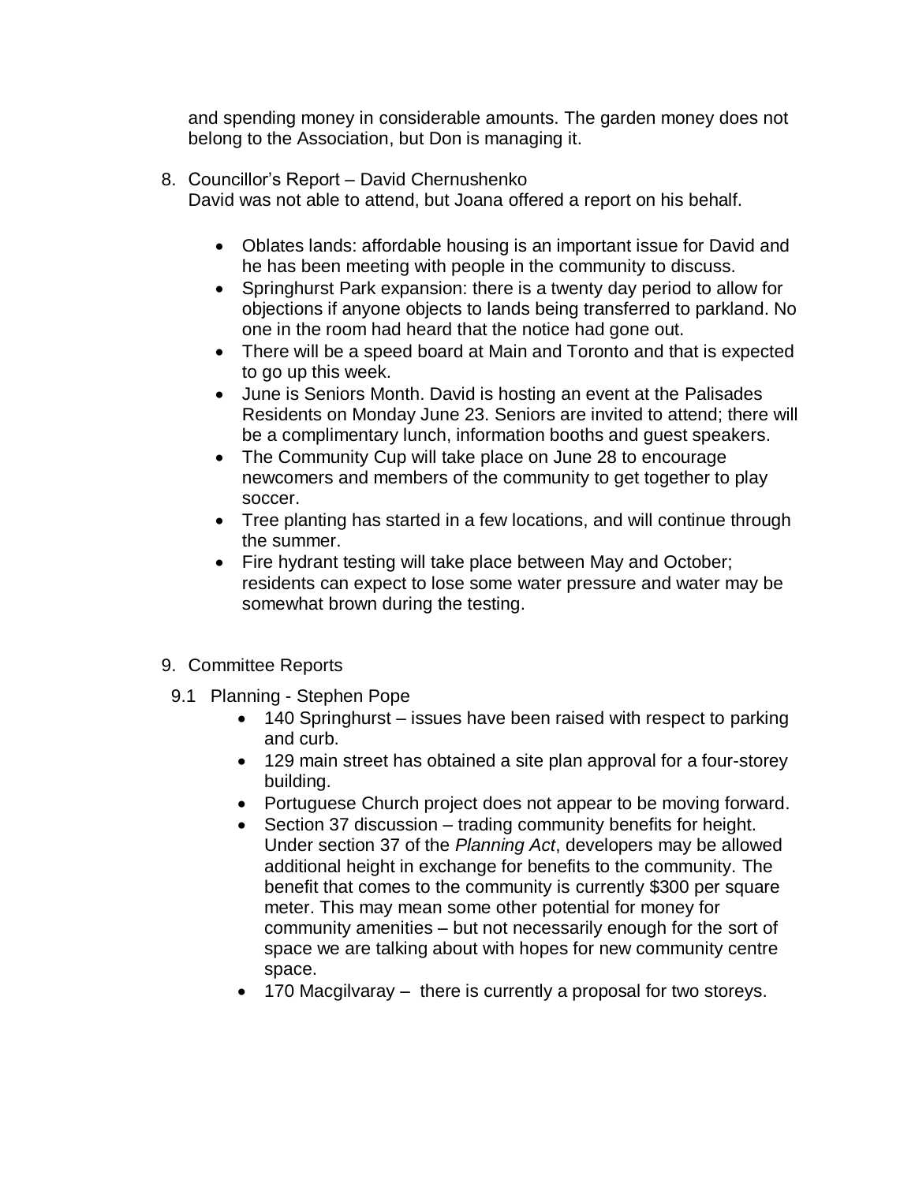and spending money in considerable amounts. The garden money does not belong to the Association, but Don is managing it.

8. Councillor's Report – David Chernushenko
   David was not able to attend, but Joana offered a report on his behalf.

   - Oblates lands: affordable housing is an important issue for David and he has been meeting with people in the community to discuss.
   - Springhurst Park expansion: there is a twenty day period to allow for objections if anyone objects to lands being transferred to parkland. No one in the room had heard that the notice had gone out.
   - There will be a speed board at Main and Toronto and that is expected to go up this week.
   - June is Seniors Month. David is hosting an event at the Palisades Residents on Monday June 23. Seniors are invited to attend; there will be a complimentary lunch, information booths and guest speakers.
   - The Community Cup will take place on June 28 to encourage newcomers and members of the community to get together to play soccer.
   - Tree planting has started in a few locations, and will continue through the summer.
   - Fire hydrant testing will take place between May and October; residents can expect to lose some water pressure and water may be somewhat brown during the testing.

9. Committee Reports

   9.1 Planning - Stephen Pope

   - 140 Springhurst – issues have been raised with respect to parking and curb.
   - 129 main street has obtained a site plan approval for a four-storey building.
   - Portuguese Church project does not appear to be moving forward.
   - Section 37 discussion – trading community benefits for height. Under section 37 of the *Planning Act*, developers may be allowed additional height in exchange for benefits to the community. The benefit that comes to the community is currently $300 per square meter. This may mean some other potential for money for community amenities – but not necessarily enough for the sort of space we are talking about with hopes for new community centre space.
   - 170 Macgilvaray – there is currently a proposal for two storeys.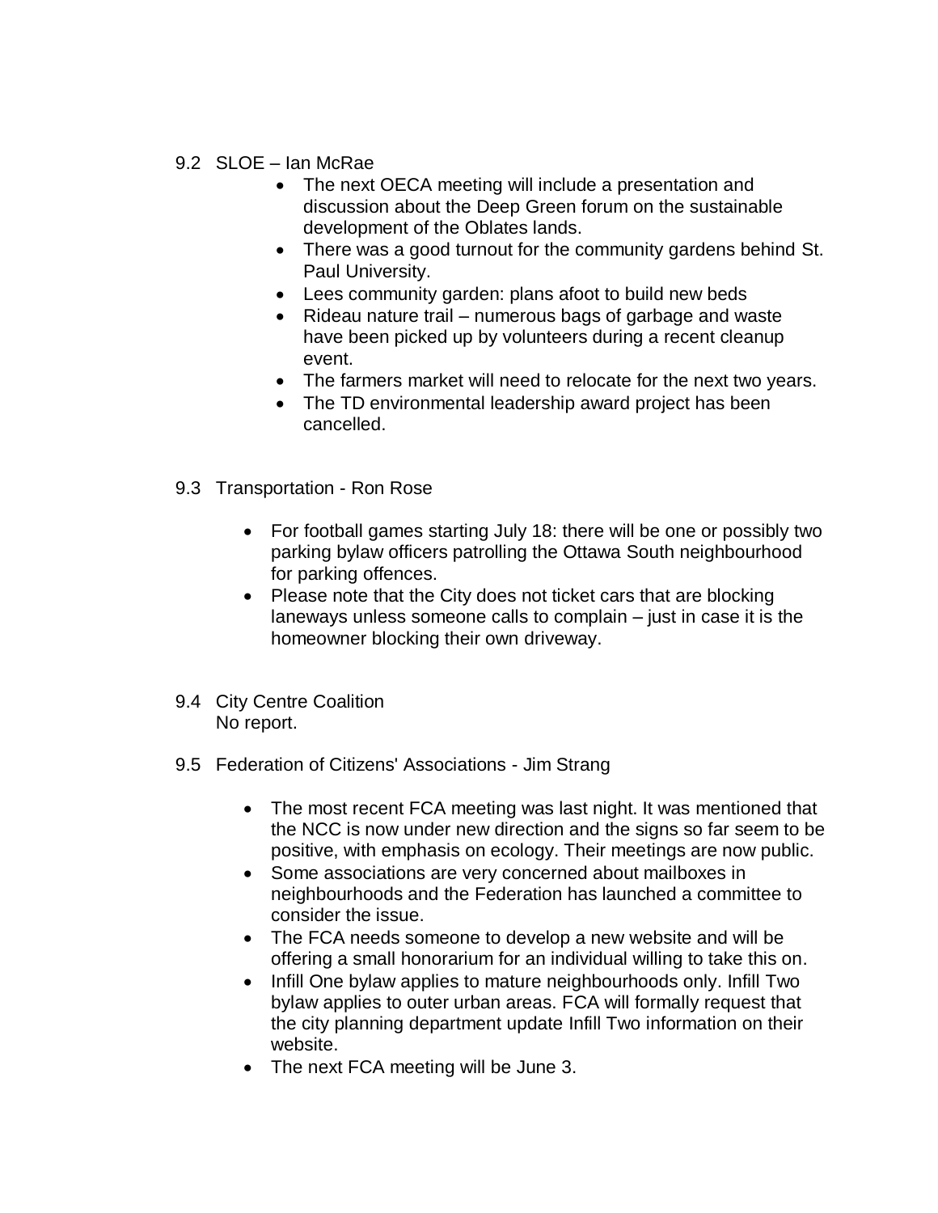9.2 SLOE – Ian McRae

- The next OECA meeting will include a presentation and discussion about the Deep Green forum on the sustainable development of the Oblates lands.
- There was a good turnout for the community gardens behind St. Paul University.
- Lees community garden: plans afoot to build new beds
- Rideau nature trail – numerous bags of garbage and waste have been picked up by volunteers during a recent cleanup event.
- The farmers market will need to relocate for the next two years.
- The TD environmental leadership award project has been cancelled.

9.3 Transportation - Ron Rose

- For football games starting July 18: there will be one or possibly two parking bylaw officers patrolling the Ottawa South neighbourhood for parking offences.
- Please note that the City does not ticket cars that are blocking laneways unless someone calls to complain – just in case it is the homeowner blocking their own driveway.

9.4 City Centre Coalition
No report.

9.5 Federation of Citizens' Associations - Jim Strang

- The most recent FCA meeting was last night. It was mentioned that the NCC is now under new direction and the signs so far seem to be positive, with emphasis on ecology. Their meetings are now public.
- Some associations are very concerned about mailboxes in neighbourhoods and the Federation has launched a committee to consider the issue.
- The FCA needs someone to develop a new website and will be offering a small honorarium for an individual willing to take this on.
- Infill One bylaw applies to mature neighbourhoods only. Infill Two bylaw applies to outer urban areas. FCA will formally request that the city planning department update Infill Two information on their website.
- The next FCA meeting will be June 3.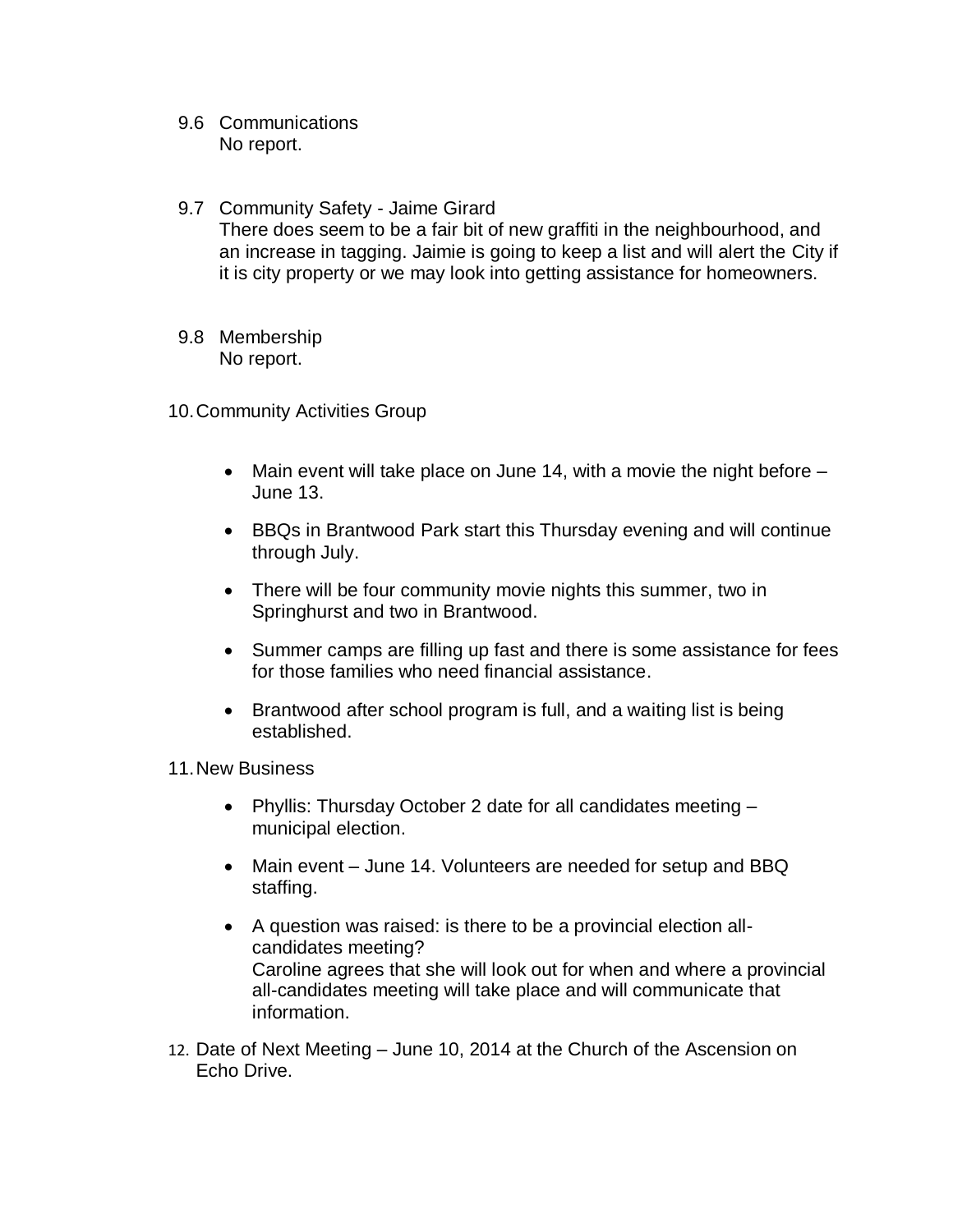9.6 Communications
No report.

9.7 Community Safety - Jaime Girard
There does seem to be a fair bit of new graffiti in the neighbourhood, and an increase in tagging. Jaimie is going to keep a list and will alert the City if it is city property or we may look into getting assistance for homeowners.

9.8 Membership
No report.

10. Community Activities Group

- Main event will take place on June 14, with a movie the night before – June 13.
- BBQs in Brantwood Park start this Thursday evening and will continue through July.
- There will be four community movie nights this summer, two in Springhurst and two in Brantwood.
- Summer camps are filling up fast and there is some assistance for fees for those families who need financial assistance.
- Brantwood after school program is full, and a waiting list is being established.

11. New Business

- Phyllis: Thursday October 2 date for all candidates meeting – municipal election.
- Main event – June 14. Volunteers are needed for setup and BBQ staffing.
- A question was raised: is there to be a provincial election all-candidates meeting?
  Caroline agrees that she will look out for when and where a provincial all-candidates meeting will take place and will communicate that information.

12. Date of Next Meeting – June 10, 2014 at the Church of the Ascension on Echo Drive.